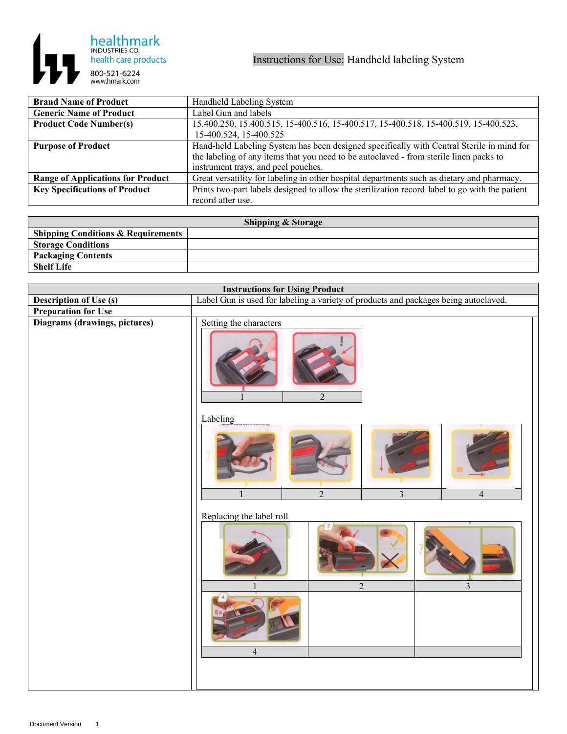healthmark
INDUSTRIES CO.
health care products
800-521-6224
www.hmark.com

# Instructions for Use: Handheld labeling System

| **Brand Name of Product** | Handheld Labeling System |
|---|---|
| **Generic Name of Product** | Label Gun and labels |
| **Product Code Number(s)** | 15.400.250, 15.400.515, 15-400.516, 15-400.517, 15-400.518, 15-400.519, 15-400.523, 15-400.524, 15-400.525 |
| **Purpose of Product** | Hand-held Labeling System has been designed specifically with Central Sterile in mind for the labeling of any items that you need to be autoclaved - from sterile linen packs to instrument trays, and peel pouches. |
| **Range of Applications for Product** | Great versatility for labeling in other hospital departments such as dietary and pharmacy. |
| **Key Specifications of Product** | Prints two-part labels designed to allow the sterilization record label to go with the patient record after use. |

| **Shipping & Storage** | |
|---|---|
| **Shipping Conditions & Requirements** | |
| **Storage Conditions** | |
| **Packaging Contents** | |
| **Shelf Life** | |

| **Instructions for Using Product** | |
|---|---|
| **Description of Use (s)** | Label Gun is used for labeling a variety of products and packages being autoclaved. |
| **Preparation for Use** | |
| **Diagrams (drawings, pictures)** | Setting the characters: 1, 2<br>Labeling: 1, 2, 3, 4<br>Replacing the label roll: 1, 2, 3, 4 |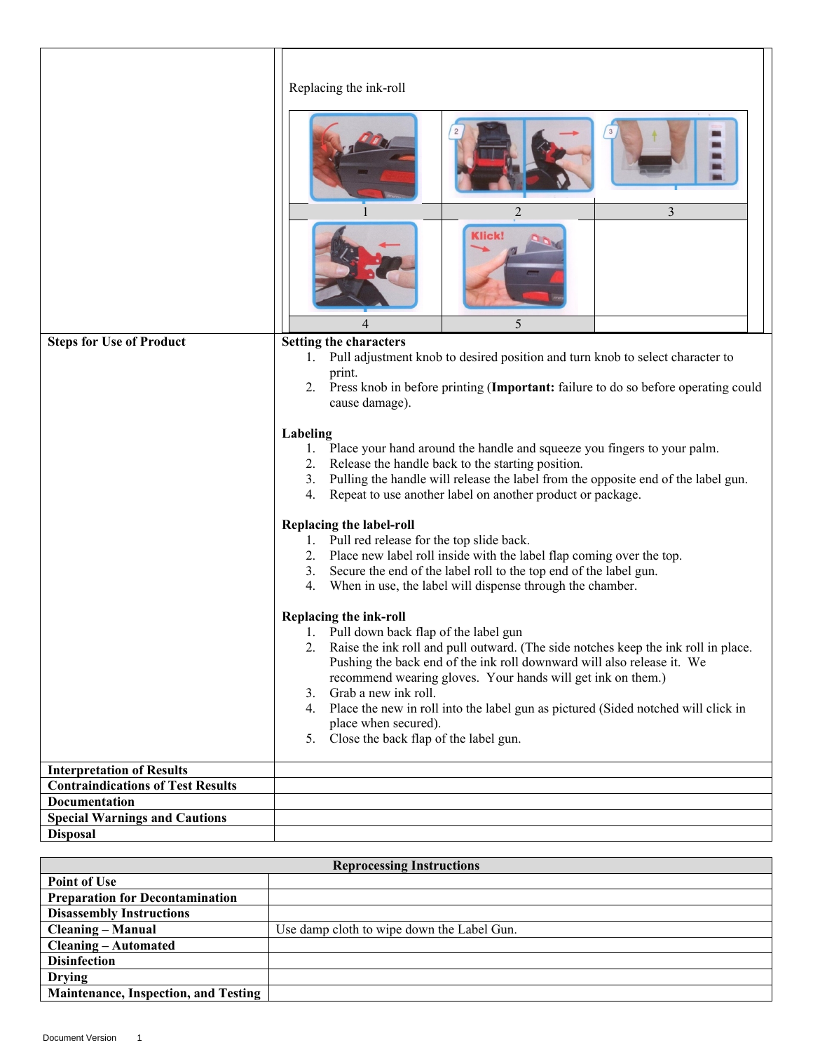| | |
|---|---|
| | Replacing the ink-roll<br><br>1 &nbsp;&nbsp; 2 &nbsp;&nbsp; 3<br>4 &nbsp;&nbsp; 5 |
| **Steps for Use of Product** | **Setting the characters**<br>1. Pull adjustment knob to desired position and turn knob to select character to print.<br>2. Press knob in before printing (**Important:** failure to do so before operating could cause damage).<br><br>**Labeling**<br>1. Place your hand around the handle and squeeze you fingers to your palm.<br>2. Release the handle back to the starting position.<br>3. Pulling the handle will release the label from the opposite end of the label gun.<br>4. Repeat to use another label on another product or package.<br><br>**Replacing the label-roll**<br>1. Pull red release for the top slide back.<br>2. Place new label roll inside with the label flap coming over the top.<br>3. Secure the end of the label roll to the top end of the label gun.<br>4. When in use, the label will dispense through the chamber.<br><br>**Replacing the ink-roll**<br>1. Pull down back flap of the label gun<br>2. Raise the ink roll and pull outward. (The side notches keep the ink roll in place. Pushing the back end of the ink roll downward will also release it. We recommend wearing gloves. Your hands will get ink on them.)<br>3. Grab a new ink roll.<br>4. Place the new in roll into the label gun as pictured (Sided notched will click in place when secured).<br>5. Close the back flap of the label gun. |
| **Interpretation of Results** | |
| **Contraindications of Test Results** | |
| **Documentation** | |
| **Special Warnings and Cautions** | |
| **Disposal** | |

| **Reprocessing Instructions** | |
|---|---|
| **Point of Use** | |
| **Preparation for Decontamination** | |
| **Disassembly Instructions** | |
| **Cleaning – Manual** | Use damp cloth to wipe down the Label Gun. |
| **Cleaning – Automated** | |
| **Disinfection** | |
| **Drying** | |
| **Maintenance, Inspection, and Testing** | |

Document Version 1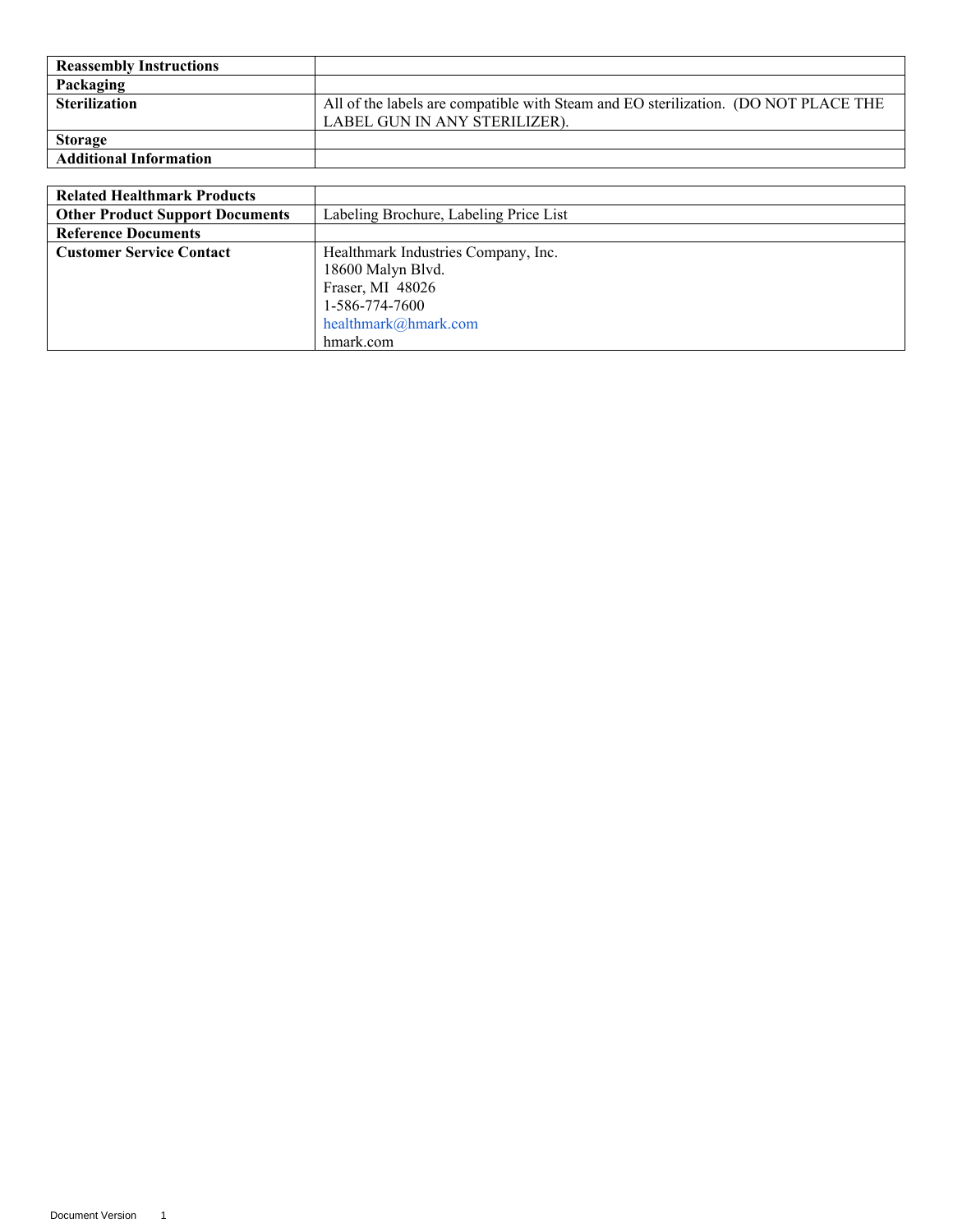| | |
|---|---|
| **Reassembly Instructions** | |
| **Packaging** | |
| **Sterilization** | All of the labels are compatible with Steam and EO sterilization. (DO NOT PLACE THE LABEL GUN IN ANY STERILIZER). |
| **Storage** | |
| **Additional Information** | |

| | |
|---|---|
| **Related Healthmark Products** | |
| **Other Product Support Documents** | Labeling Brochure, Labeling Price List |
| **Reference Documents** | |
| **Customer Service Contact** | Healthmark Industries Company, Inc.<br>18600 Malyn Blvd.<br>Fraser, MI 48026<br>1-586-774-7600<br>healthmark@hmark.com<br>hmark.com |

Document Version 1